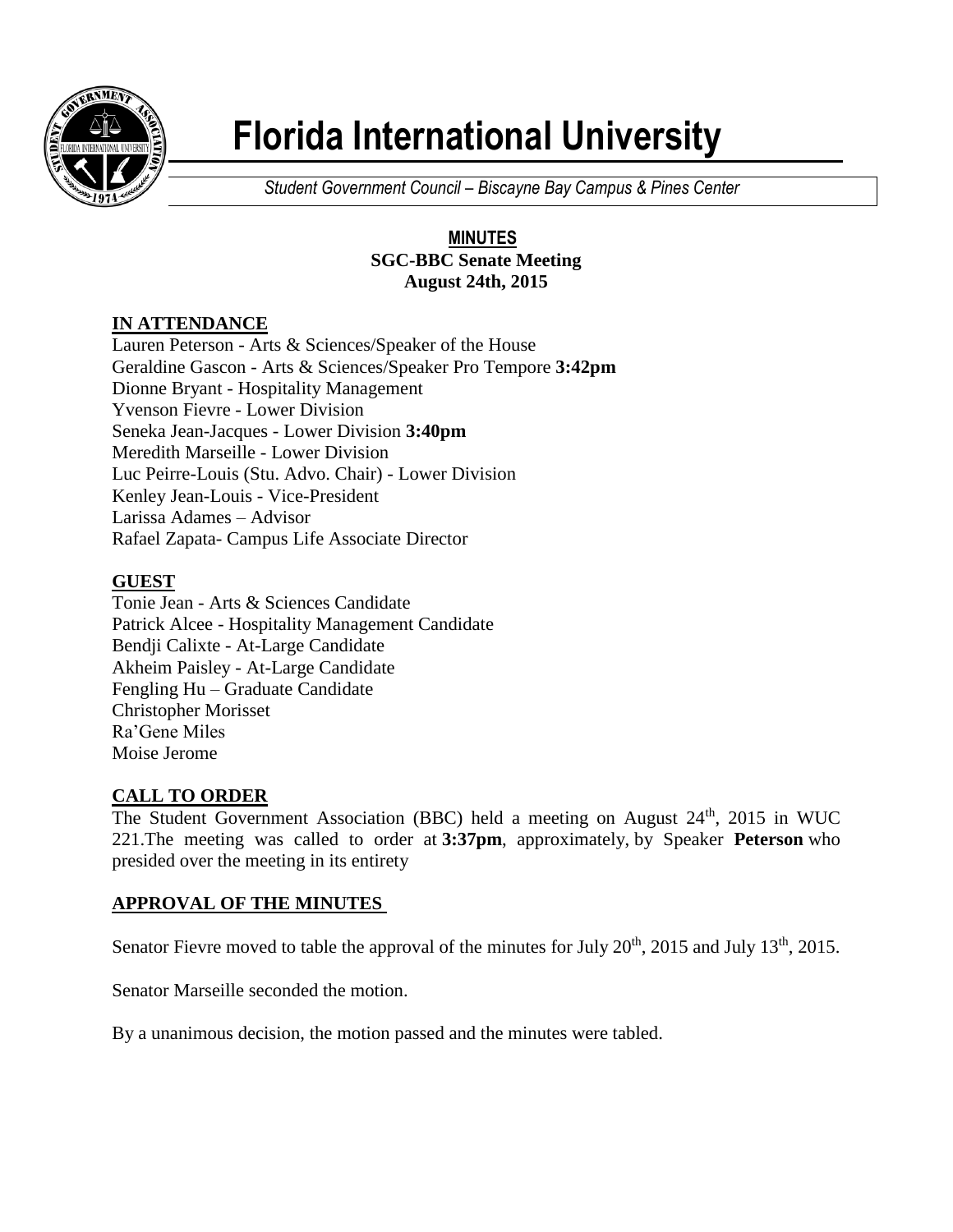# Florida International University

*Student Government Council – Biscayne Bay Campus & Pines Center*

**MINUTES**
**SGC-BBC Senate Meeting**
**August 24th, 2015**

## IN ATTENDANCE

Lauren Peterson - Arts & Sciences/Speaker of the House
Geraldine Gascon - Arts & Sciences/Speaker Pro Tempore **3:42pm**
Dionne Bryant - Hospitality Management
Yvenson Fievre - Lower Division
Seneka Jean-Jacques - Lower Division **3:40pm**
Meredith Marseille - Lower Division
Luc Peirre-Louis (Stu. Advo. Chair) - Lower Division
Kenley Jean-Louis - Vice-President
Larissa Adames – Advisor
Rafael Zapata- Campus Life Associate Director

## GUEST

Tonie Jean - Arts & Sciences Candidate
Patrick Alcee - Hospitality Management Candidate
Bendji Calixte - At-Large Candidate
Akheim Paisley - At-Large Candidate
Fengling Hu – Graduate Candidate
Christopher Morisset
Ra'Gene Miles
Moise Jerome

## CALL TO ORDER

The Student Government Association (BBC) held a meeting on August 24th, 2015 in WUC 221.The meeting was called to order at **3:37pm**, approximately, by Speaker **Peterson** who presided over the meeting in its entirety

## APPROVAL OF THE MINUTES

Senator Fievre moved to table the approval of the minutes for July 20th, 2015 and July 13th, 2015.

Senator Marseille seconded the motion.

By a unanimous decision, the motion passed and the minutes were tabled.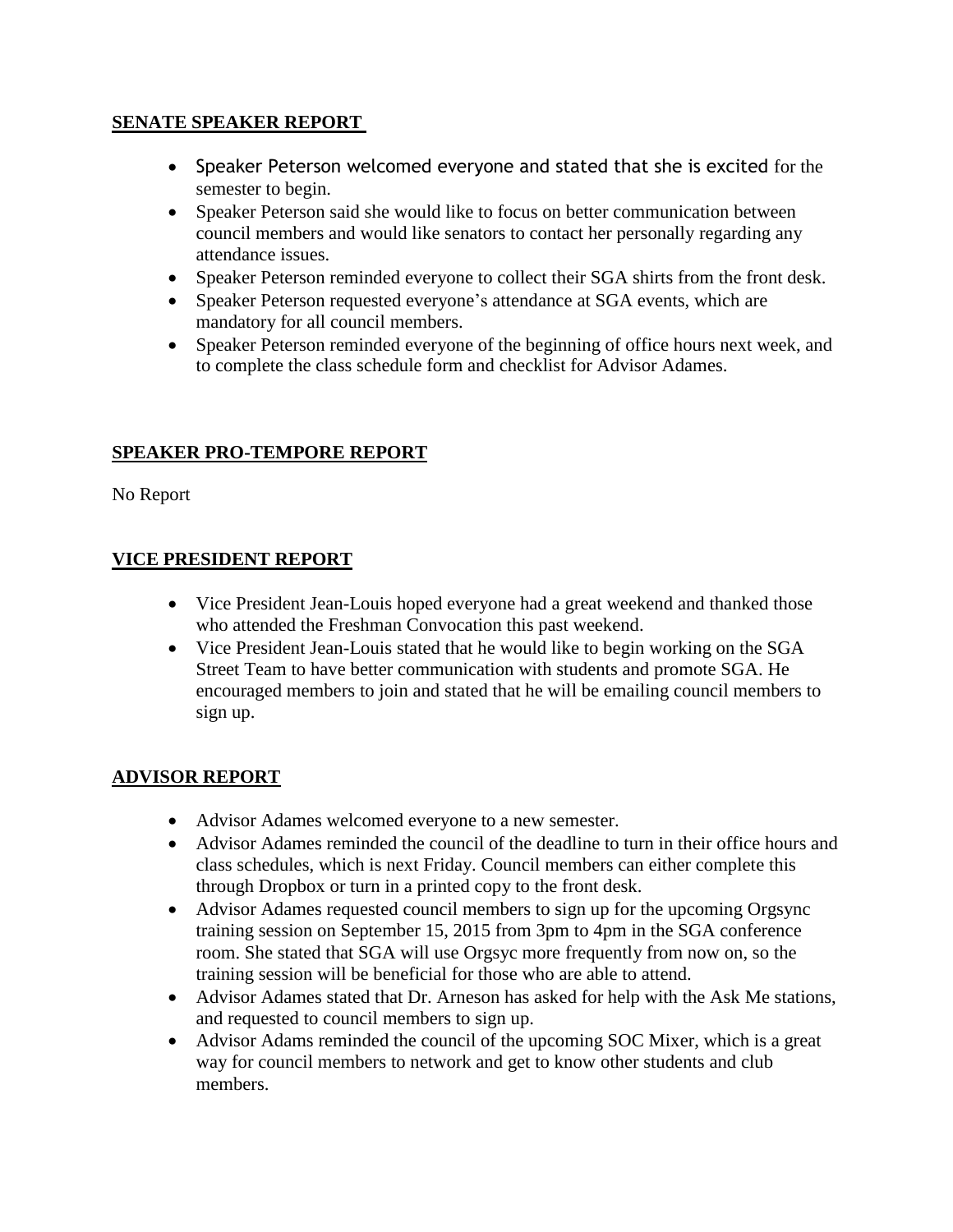## SENATE SPEAKER REPORT

- Speaker Peterson welcomed everyone and stated that she is excited for the semester to begin.
- Speaker Peterson said she would like to focus on better communication between council members and would like senators to contact her personally regarding any attendance issues.
- Speaker Peterson reminded everyone to collect their SGA shirts from the front desk.
- Speaker Peterson requested everyone's attendance at SGA events, which are mandatory for all council members.
- Speaker Peterson reminded everyone of the beginning of office hours next week, and to complete the class schedule form and checklist for Advisor Adames.

## SPEAKER PRO-TEMPORE REPORT

No Report

## VICE PRESIDENT REPORT

- Vice President Jean-Louis hoped everyone had a great weekend and thanked those who attended the Freshman Convocation this past weekend.
- Vice President Jean-Louis stated that he would like to begin working on the SGA Street Team to have better communication with students and promote SGA. He encouraged members to join and stated that he will be emailing council members to sign up.

## ADVISOR REPORT

- Advisor Adames welcomed everyone to a new semester.
- Advisor Adames reminded the council of the deadline to turn in their office hours and class schedules, which is next Friday. Council members can either complete this through Dropbox or turn in a printed copy to the front desk.
- Advisor Adames requested council members to sign up for the upcoming Orgsync training session on September 15, 2015 from 3pm to 4pm in the SGA conference room. She stated that SGA will use Orgsyc more frequently from now on, so the training session will be beneficial for those who are able to attend.
- Advisor Adames stated that Dr. Arneson has asked for help with the Ask Me stations, and requested to council members to sign up.
- Advisor Adams reminded the council of the upcoming SOC Mixer, which is a great way for council members to network and get to know other students and club members.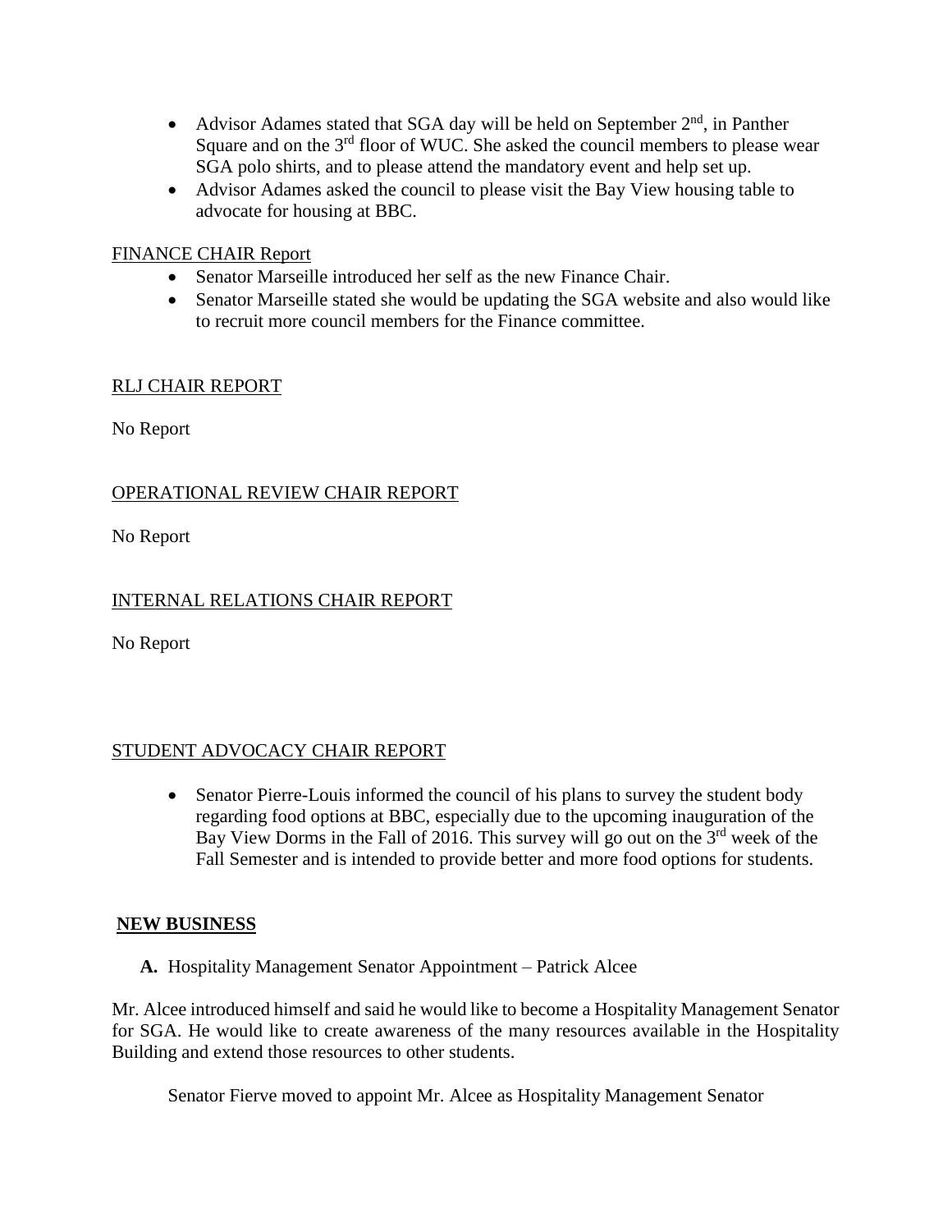- Advisor Adames stated that SGA day will be held on September 2nd, in Panther Square and on the 3rd floor of WUC. She asked the council members to please wear SGA polo shirts, and to please attend the mandatory event and help set up.
- Advisor Adames asked the council to please visit the Bay View housing table to advocate for housing at BBC.

FINANCE CHAIR Report

- Senator Marseille introduced her self as the new Finance Chair.
- Senator Marseille stated she would be updating the SGA website and also would like to recruit more council members for the Finance committee.

RLJ CHAIR REPORT

No Report

OPERATIONAL REVIEW CHAIR REPORT

No Report

INTERNAL RELATIONS CHAIR REPORT

No Report

STUDENT ADVOCACY CHAIR REPORT

- Senator Pierre-Louis informed the council of his plans to survey the student body regarding food options at BBC, especially due to the upcoming inauguration of the Bay View Dorms in the Fall of 2016. This survey will go out on the 3rd week of the Fall Semester and is intended to provide better and more food options for students.

**NEW BUSINESS**

**A.** Hospitality Management Senator Appointment – Patrick Alcee

Mr. Alcee introduced himself and said he would like to become a Hospitality Management Senator for SGA. He would like to create awareness of the many resources available in the Hospitality Building and extend those resources to other students.

Senator Fierve moved to appoint Mr. Alcee as Hospitality Management Senator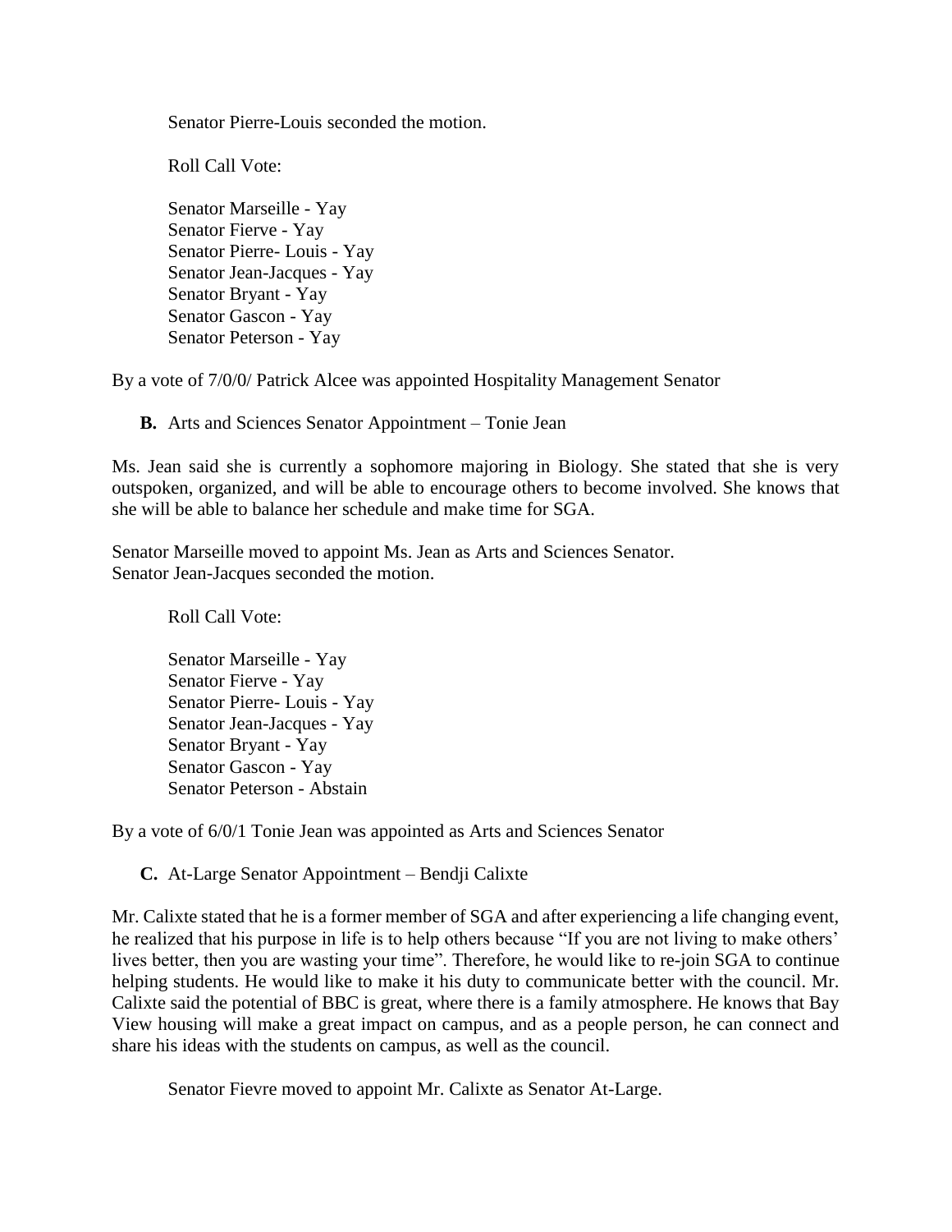Senator Pierre-Louis seconded the motion.

Roll Call Vote:

Senator Marseille - Yay
Senator Fierve - Yay
Senator Pierre- Louis - Yay
Senator Jean-Jacques - Yay
Senator Bryant - Yay
Senator Gascon - Yay
Senator Peterson - Yay

By a vote of 7/0/0/ Patrick Alcee was appointed Hospitality Management Senator

**B.** Arts and Sciences Senator Appointment – Tonie Jean

Ms. Jean said she is currently a sophomore majoring in Biology. She stated that she is very outspoken, organized, and will be able to encourage others to become involved. She knows that she will be able to balance her schedule and make time for SGA.

Senator Marseille moved to appoint Ms. Jean as Arts and Sciences Senator.
Senator Jean-Jacques seconded the motion.

Roll Call Vote:

Senator Marseille - Yay
Senator Fierve - Yay
Senator Pierre- Louis - Yay
Senator Jean-Jacques - Yay
Senator Bryant - Yay
Senator Gascon - Yay
Senator Peterson - Abstain

By a vote of 6/0/1 Tonie Jean was appointed as Arts and Sciences Senator

**C.** At-Large Senator Appointment – Bendji Calixte

Mr. Calixte stated that he is a former member of SGA and after experiencing a life changing event, he realized that his purpose in life is to help others because "If you are not living to make others' lives better, then you are wasting your time". Therefore, he would like to re-join SGA to continue helping students. He would like to make it his duty to communicate better with the council. Mr. Calixte said the potential of BBC is great, where there is a family atmosphere. He knows that Bay View housing will make a great impact on campus, and as a people person, he can connect and share his ideas with the students on campus, as well as the council.

Senator Fievre moved to appoint Mr. Calixte as Senator At-Large.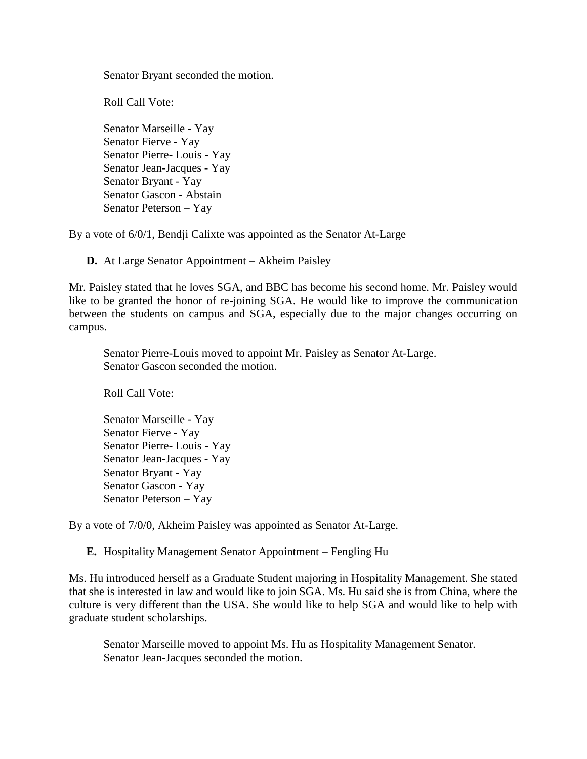Senator Bryant seconded the motion.

Roll Call Vote:

Senator Marseille - Yay
Senator Fierve - Yay
Senator Pierre- Louis - Yay
Senator Jean-Jacques - Yay
Senator Bryant - Yay
Senator Gascon - Abstain
Senator Peterson – Yay

By a vote of 6/0/1, Bendji Calixte was appointed as the Senator At-Large

**D.** At Large Senator Appointment – Akheim Paisley

Mr. Paisley stated that he loves SGA, and BBC has become his second home. Mr. Paisley would like to be granted the honor of re-joining SGA. He would like to improve the communication between the students on campus and SGA, especially due to the major changes occurring on campus.

Senator Pierre-Louis moved to appoint Mr. Paisley as Senator At-Large.
Senator Gascon seconded the motion.

Roll Call Vote:

Senator Marseille - Yay
Senator Fierve - Yay
Senator Pierre- Louis - Yay
Senator Jean-Jacques - Yay
Senator Bryant - Yay
Senator Gascon - Yay
Senator Peterson – Yay

By a vote of 7/0/0, Akheim Paisley was appointed as Senator At-Large.

**E.** Hospitality Management Senator Appointment – Fengling Hu

Ms. Hu introduced herself as a Graduate Student majoring in Hospitality Management. She stated that she is interested in law and would like to join SGA. Ms. Hu said she is from China, where the culture is very different than the USA. She would like to help SGA and would like to help with graduate student scholarships.

Senator Marseille moved to appoint Ms. Hu as Hospitality Management Senator.
Senator Jean-Jacques seconded the motion.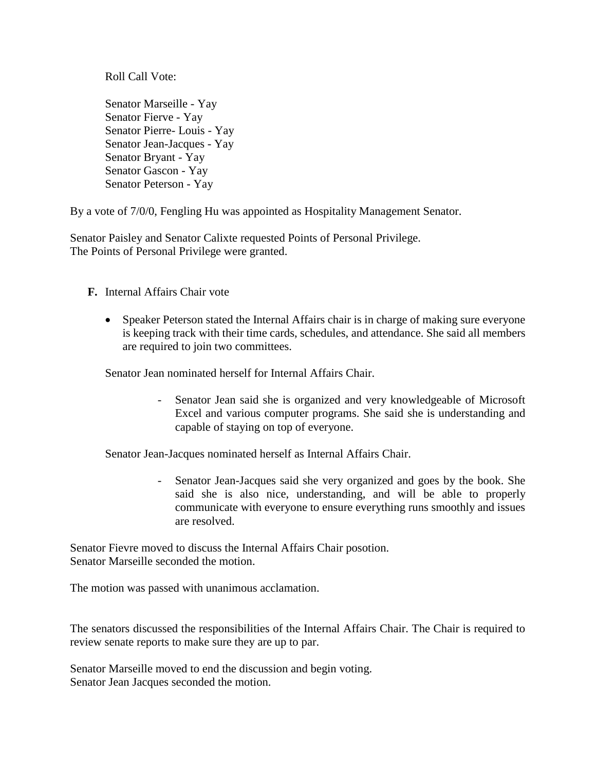Roll Call Vote:

Senator Marseille - Yay
Senator Fierve - Yay
Senator Pierre- Louis - Yay
Senator Jean-Jacques - Yay
Senator Bryant - Yay
Senator Gascon - Yay
Senator Peterson - Yay

By a vote of 7/0/0, Fengling Hu was appointed as Hospitality Management Senator.

Senator Paisley and Senator Calixte requested Points of Personal Privilege.
The Points of Personal Privilege were granted.

**F.** Internal Affairs Chair vote

- Speaker Peterson stated the Internal Affairs chair is in charge of making sure everyone is keeping track with their time cards, schedules, and attendance. She said all members are required to join two committees.

Senator Jean nominated herself for Internal Affairs Chair.

- Senator Jean said she is organized and very knowledgeable of Microsoft Excel and various computer programs. She said she is understanding and capable of staying on top of everyone.

Senator Jean-Jacques nominated herself as Internal Affairs Chair.

- Senator Jean-Jacques said she very organized and goes by the book. She said she is also nice, understanding, and will be able to properly communicate with everyone to ensure everything runs smoothly and issues are resolved.

Senator Fievre moved to discuss the Internal Affairs Chair posotion.
Senator Marseille seconded the motion.

The motion was passed with unanimous acclamation.

The senators discussed the responsibilities of the Internal Affairs Chair. The Chair is required to review senate reports to make sure they are up to par.

Senator Marseille moved to end the discussion and begin voting.
Senator Jean Jacques seconded the motion.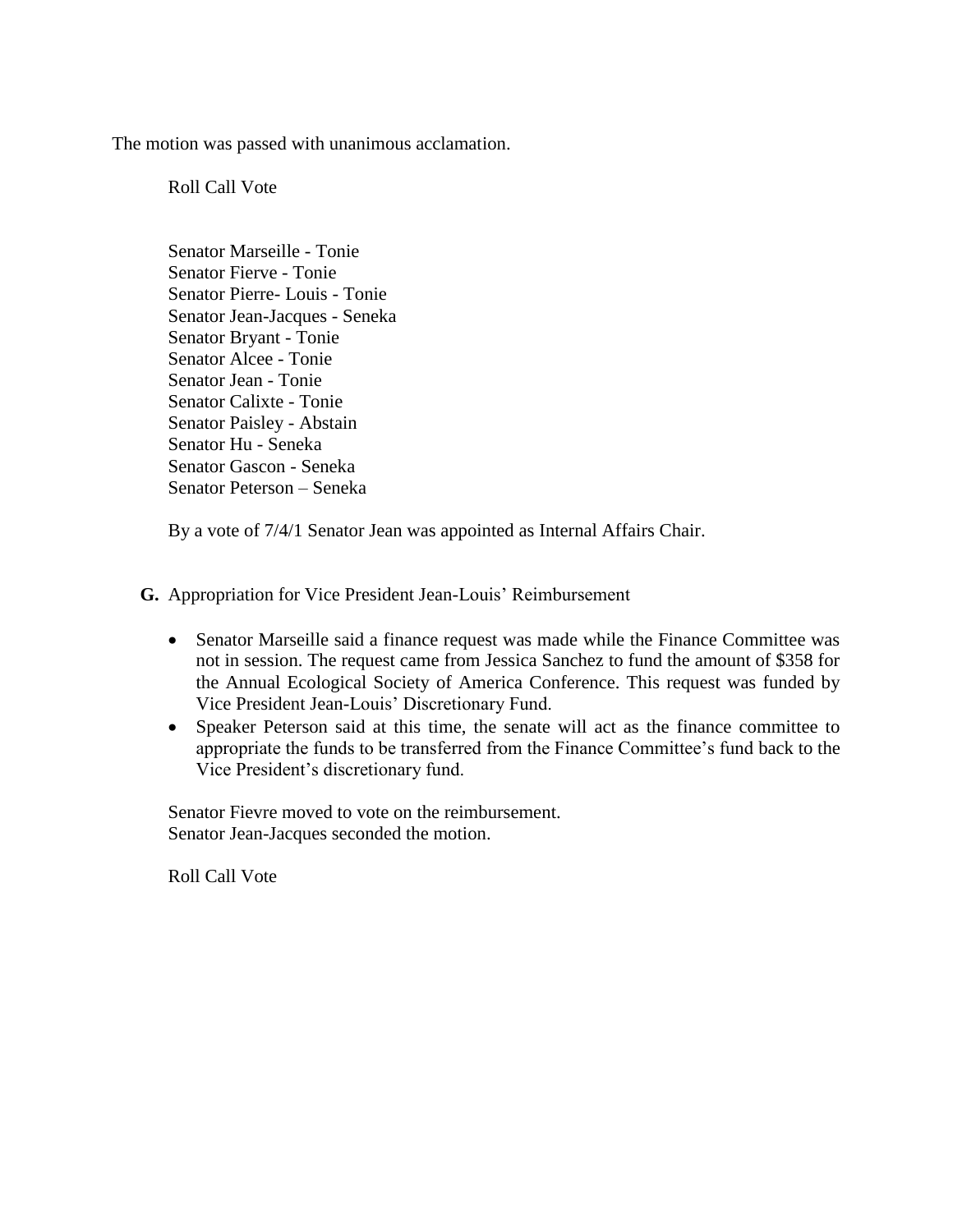The motion was passed with unanimous acclamation.

Roll Call Vote

Senator Marseille - Tonie
Senator Fierve - Tonie
Senator Pierre- Louis - Tonie
Senator Jean-Jacques - Seneka
Senator Bryant - Tonie
Senator Alcee - Tonie
Senator Jean - Tonie
Senator Calixte - Tonie
Senator Paisley - Abstain
Senator Hu - Seneka
Senator Gascon - Seneka
Senator Peterson – Seneka

By a vote of 7/4/1 Senator Jean was appointed as Internal Affairs Chair.

**G.** Appropriation for Vice President Jean-Louis' Reimbursement

- Senator Marseille said a finance request was made while the Finance Committee was not in session. The request came from Jessica Sanchez to fund the amount of $358 for the Annual Ecological Society of America Conference. This request was funded by Vice President Jean-Louis' Discretionary Fund.
- Speaker Peterson said at this time, the senate will act as the finance committee to appropriate the funds to be transferred from the Finance Committee's fund back to the Vice President's discretionary fund.

Senator Fievre moved to vote on the reimbursement.
Senator Jean-Jacques seconded the motion.

Roll Call Vote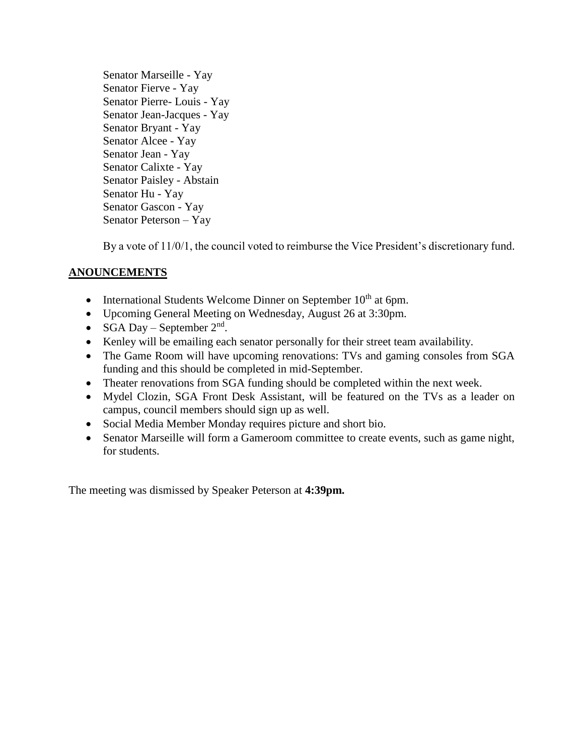Senator Marseille - Yay
Senator Fierve - Yay
Senator Pierre- Louis - Yay
Senator Jean-Jacques - Yay
Senator Bryant - Yay
Senator Alcee - Yay
Senator Jean - Yay
Senator Calixte - Yay
Senator Paisley - Abstain
Senator Hu - Yay
Senator Gascon - Yay
Senator Peterson – Yay

By a vote of 11/0/1, the council voted to reimburse the Vice President's discretionary fund.

## ANOUNCEMENTS

- International Students Welcome Dinner on September 10th at 6pm.
- Upcoming General Meeting on Wednesday, August 26 at 3:30pm.
- SGA Day – September 2nd.
- Kenley will be emailing each senator personally for their street team availability.
- The Game Room will have upcoming renovations: TVs and gaming consoles from SGA funding and this should be completed in mid-September.
- Theater renovations from SGA funding should be completed within the next week.
- Mydel Clozin, SGA Front Desk Assistant, will be featured on the TVs as a leader on campus, council members should sign up as well.
- Social Media Member Monday requires picture and short bio.
- Senator Marseille will form a Gameroom committee to create events, such as game night, for students.

The meeting was dismissed by Speaker Peterson at **4:39pm.**